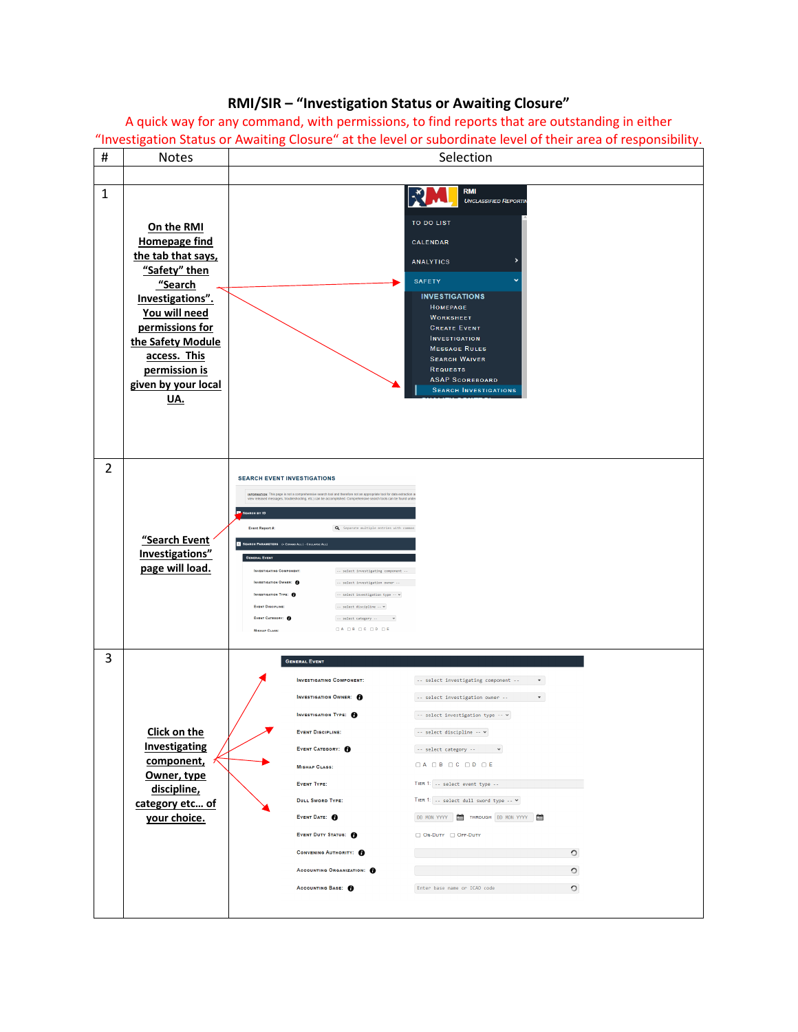# RMI/SIR – "Investigation Status or Awaiting Closure"

A quick way for any command, with permissions, to find reports that are outstanding in either "Investigation Status or Awaiting Closure" at the level or subordinate level of their area of responsibility.

| # | Notes | Selection |
|---|---|---|
| | | |
| 1 | On the RMI Homepage find the tab that says, "Safety" then "Search Investigations". You will need permissions for the Safety Module access. This permission is given by your local UA. | |
| 2 | "Search Event Investigations" page will load. | |
| 3 | Click on the Investigating component, Owner, type discipline, category etc… of your choice. | |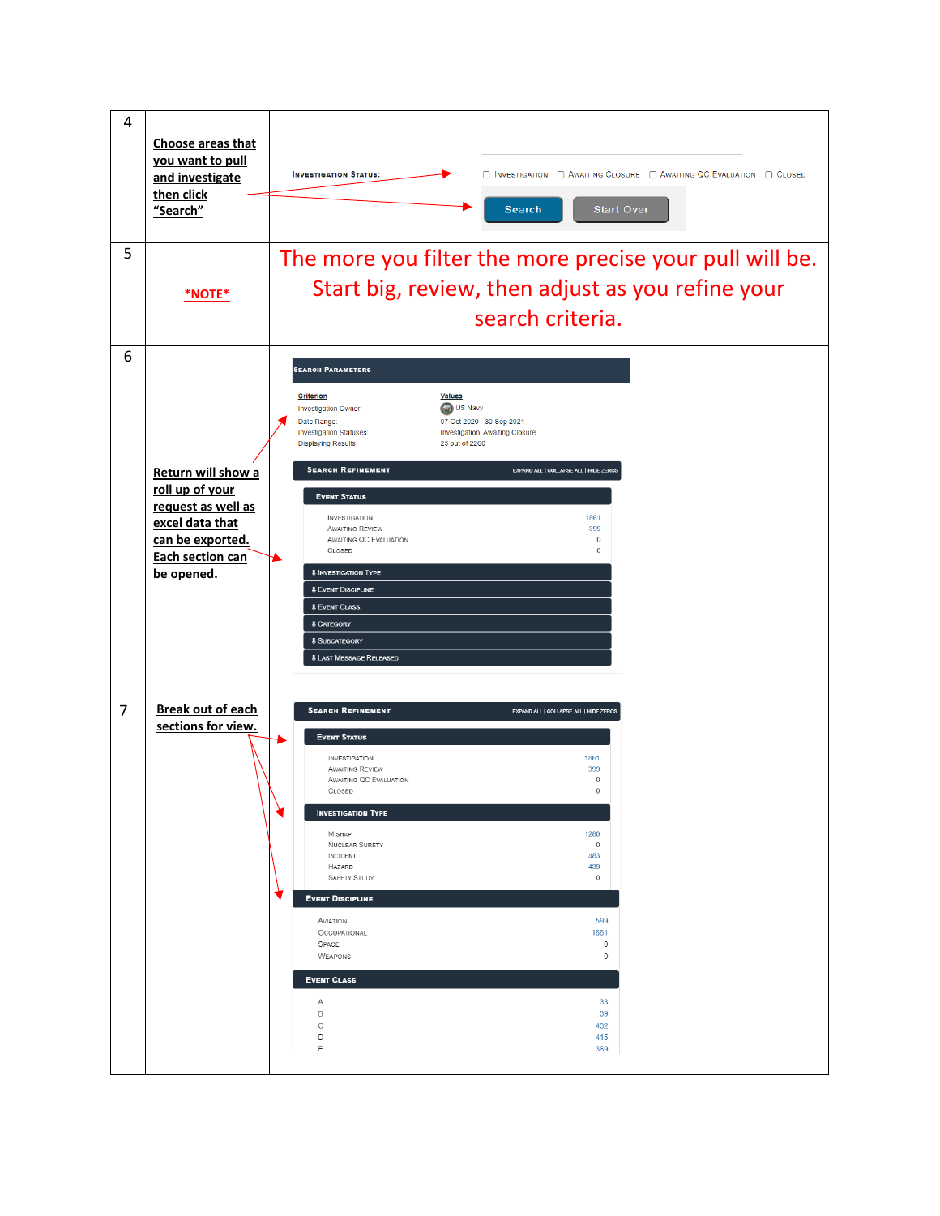| | | |
|---|---|---|
| 4 | Choose areas that you want to pull and investigate then click "Search" | INVESTIGATION STATUS: ☐ INVESTIGATION ☐ AWAITING CLOSURE ☐ AWAITING QC EVALUATION ☐ CLOSED<br>Search Start Over |
| 5 | *NOTE* | The more you filter the more precise your pull will be. Start big, review, then adjust as you refine your search criteria. |
| 6 | Return will show a roll up of your request as well as excel data that can be exported. Each section can be opened. | **SEARCH PARAMETERS**<br>Criterion / Values<br>Investigation Owner: US Navy<br>Date Range: 07 Oct 2020 - 30 Sep 2021<br>Investigation Statuses: Investigation, Awaiting Closure<br>Displaying Results: 25 out of 2260<br>**SEARCH REFINEMENT** EXPAND ALL \| COLLAPSE ALL \| HIDE ZEROS<br>**EVENT STATUS**<br>INVESTIGATION 1861<br>AWAITING REVIEW 399<br>AWAITING QC EVALUATION 0<br>CLOSED 0<br>INVESTIGATION TYPE<br>EVENT DISCIPLINE<br>EVENT CLASS<br>CATEGORY<br>SUBCATEGORY<br>LAST MESSAGE RELEASED |
| 7 | Break out of each sections for view. | **SEARCH REFINEMENT** EXPAND ALL \| COLLAPSE ALL \| HIDE ZEROS<br>**EVENT STATUS**<br>INVESTIGATION 1861<br>AWAITING REVIEW 399<br>AWAITING QC EVALUATION 0<br>CLOSED 0<br>**INVESTIGATION TYPE**<br>MISHAP 1280<br>NUCLEAR SURETY 0<br>INCIDENT 483<br>HAZARD 439<br>SAFETY STUDY 0<br>**EVENT DISCIPLINE**<br>AVIATION 599<br>OCCUPATIONAL 1661<br>SPACE 0<br>WEAPONS 0<br>**EVENT CLASS**<br>A 33<br>B 39<br>C 432<br>D 415<br>E 369 |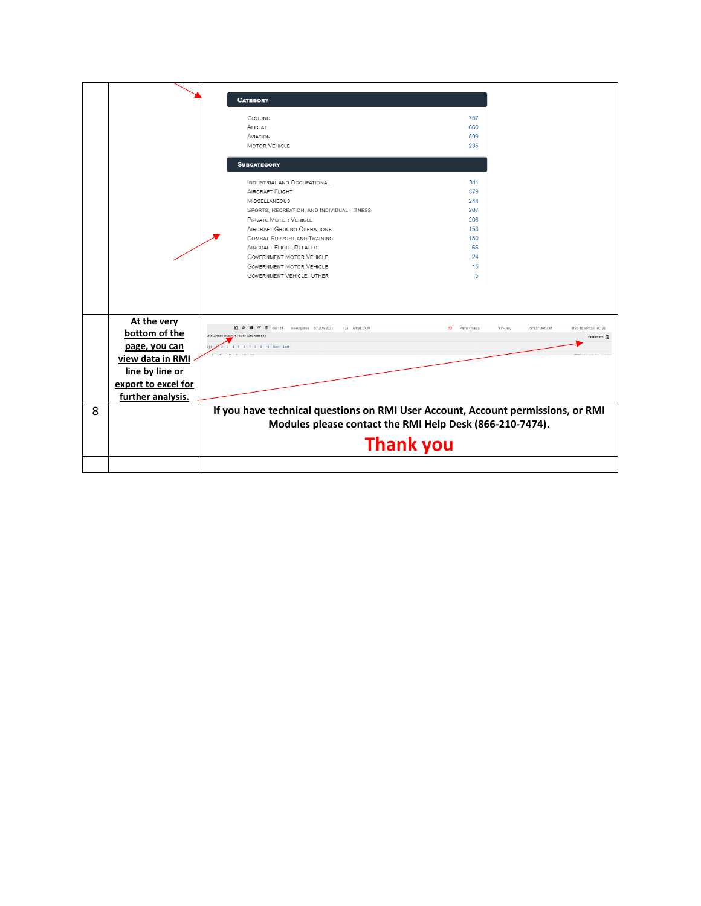| | | |
|---|---|---|
| | | **Category**<br>Ground 757<br>Afloat 669<br>Aviation 599<br>Motor Vehicle 235<br>**Subcategory**<br>Industrial and Occupational 811<br>Aircraft Flight 379<br>Miscellaneous 244<br>Sports, Recreation, and Individual Fitness 207<br>Private Motor Vehicle 206<br>Aircraft Ground Operations 153<br>Combat Support and Training 150<br>Aircraft Flight-Related 66<br>Government Motor Vehicle 24<br>Government Motor Vehicle 15<br>Government Vehicle, Other 5 |
| | **At the very bottom of the page, you can view data in RMI line by line or export to excel for further analysis.** | |
| 8 | | **If you have technical questions on RMI User Account, Account permissions, or RMI Modules please contact the RMI Help Desk (866-210-7474).**<br>**Thank you** |
| | | |